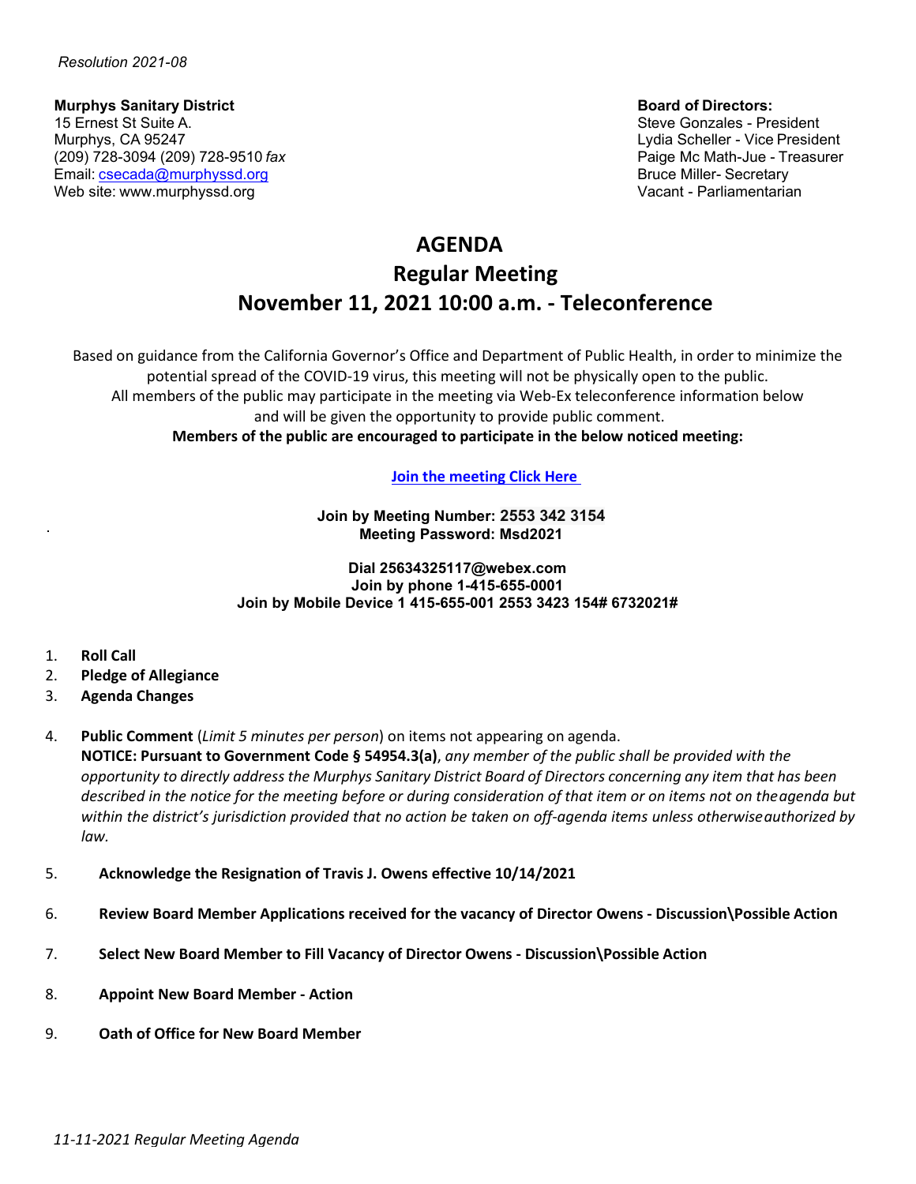*Resolution 2021-08*

**Murphys Sanitary District**
15 Ernest St Suite A.
Murphys, CA 95247
(209) 728-3094 (209) 728-9510 *fax*
Email: csecada@murphyssd.org
Web site: www.murphyssd.org

**Board of Directors:**
Steve Gonzales - President
Lydia Scheller - Vice President
Paige Mc Math-Jue - Treasurer
Bruce Miller- Secretary
Vacant - Parliamentarian

# AGENDA
# Regular Meeting
# November 11, 2021 10:00 a.m. - Teleconference

Based on guidance from the California Governor's Office and Department of Public Health, in order to minimize the potential spread of the COVID-19 virus, this meeting will not be physically open to the public. All members of the public may participate in the meeting via Web-Ex teleconference information below and will be given the opportunity to provide public comment.
**Members of the public are encouraged to participate in the below noticed meeting:**

**Join the meeting Click Here**

**Join by Meeting Number: 2553 342 3154**
**Meeting Password: Msd2021**

**Dial 25634325117@webex.com**
**Join by phone 1-415-655-0001**
**Join by Mobile Device 1 415-655-001 2553 3423 154# 6732021#**

1. **Roll Call**
2. **Pledge of Allegiance**
3. **Agenda Changes**
4. **Public Comment** (*Limit 5 minutes per person*) on items not appearing on agenda.
   **NOTICE: Pursuant to Government Code § 54954.3(a)**, *any member of the public shall be provided with the opportunity to directly address the Murphys Sanitary District Board of Directors concerning any item that has been described in the notice for the meeting before or during consideration of that item or on items not on the agenda but within the district's jurisdiction provided that no action be taken on off-agenda items unless otherwise authorized by law.*
5. **Acknowledge the Resignation of Travis J. Owens effective 10/14/2021**
6. **Review Board Member Applications received for the vacancy of Director Owens - Discussion\Possible Action**
7. **Select New Board Member to Fill Vacancy of Director Owens - Discussion\Possible Action**
8. **Appoint New Board Member - Action**
9. **Oath of Office for New Board Member**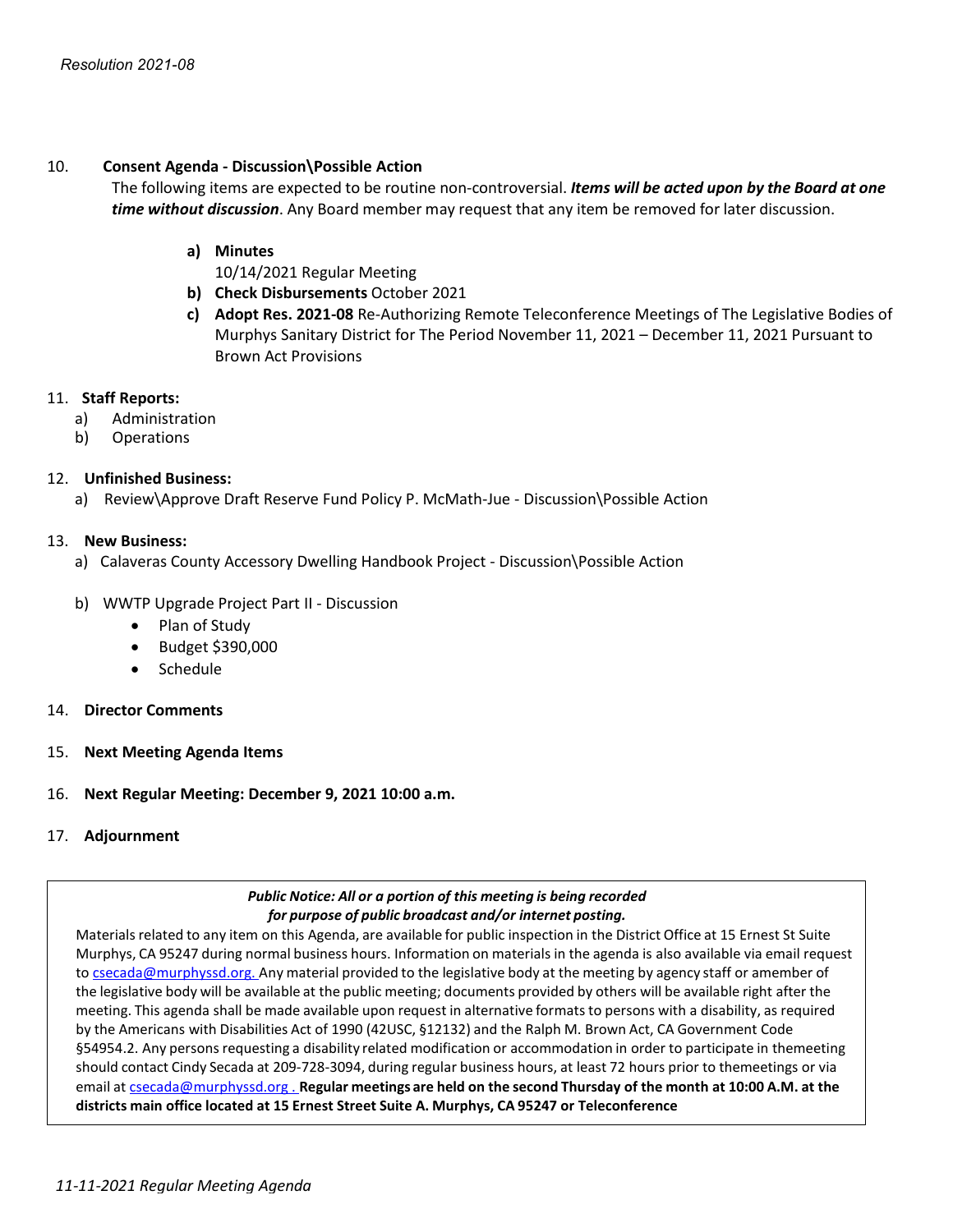10. **Consent Agenda - Discussion\Possible Action**

The following items are expected to be routine non-controversial. ***Items will be acted upon by the Board at one time without discussion***. Any Board member may request that any item be removed for later discussion.

- **a) Minutes**
  10/14/2021 Regular Meeting
- **b) Check Disbursements** October 2021
- **c) Adopt Res. 2021-08** Re-Authorizing Remote Teleconference Meetings of The Legislative Bodies of Murphys Sanitary District for The Period November 11, 2021 – December 11, 2021 Pursuant to Brown Act Provisions

11. **Staff Reports:**
   - a) Administration
   - b) Operations

12. **Unfinished Business:**
   - a) Review\Approve Draft Reserve Fund Policy P. McMath-Jue - Discussion\Possible Action

13. **New Business:**
   - a) Calaveras County Accessory Dwelling Handbook Project - Discussion\Possible Action
   - b) WWTP Upgrade Project Part II - Discussion
     - Plan of Study
     - Budget $390,000
     - Schedule

14. **Director Comments**

15. **Next Meeting Agenda Items**

16. **Next Regular Meeting: December 9, 2021 10:00 a.m.**

17. **Adjournment**

***Public Notice: All or a portion of this meeting is being recorded for purpose of public broadcast and/or internet posting.***

Materials related to any item on this Agenda, are available for public inspection in the District Office at 15 Ernest St Suite Murphys, CA 95247 during normal business hours. Information on materials in the agenda is also available via email request to csecada@murphyssd.org. Any material provided to the legislative body at the meeting by agency staff or amember of the legislative body will be available at the public meeting; documents provided by others will be available right after the meeting. This agenda shall be made available upon request in alternative formats to persons with a disability, as required by the Americans with Disabilities Act of 1990 (42USC, §12132) and the Ralph M. Brown Act, CA Government Code §54954.2. Any persons requesting a disability related modification or accommodation in order to participate in themeeting should contact Cindy Secada at 209-728-3094, during regular business hours, at least 72 hours prior to themeetings or via email at csecada@murphyssd.org . **Regular meetings are held on the second Thursday of the month at 10:00 A.M. at the districts main office located at 15 Ernest Street Suite A. Murphys, CA 95247 or Teleconference**